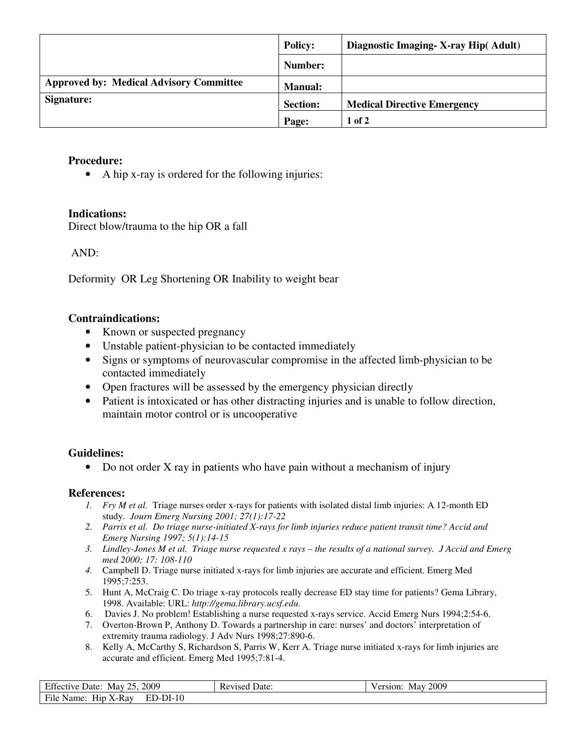| | Policy: | Diagnostic Imaging- X-ray Hip( Adult) |
|---|---|---|
| | Number: | |
| **Approved by: Medical Advisory Committee** | Manual: | |
| **Signature:** | Section: | Medical Directive Emergency |
| | Page: | 1 of 2 |

**Procedure:**

- A hip x-ray is ordered for the following injuries:

**Indications:**

Direct blow/trauma to the hip OR a fall

AND:

Deformity OR Leg Shortening OR Inability to weight bear

**Contraindications:**

- Known or suspected pregnancy
- Unstable patient-physician to be contacted immediately
- Signs or symptoms of neurovascular compromise in the affected limb-physician to be contacted immediately
- Open fractures will be assessed by the emergency physician directly
- Patient is intoxicated or has other distracting injuries and is unable to follow direction, maintain motor control or is uncooperative

**Guidelines:**

- Do not order X ray in patients who have pain without a mechanism of injury

**References:**

1. *Fry M et al. Triage nurses order x-rays for patients with isolated distal limb injuries: A 12-month ED study. Journ Emerg Nursing 2001; 27(1):17-22*
2. *Parris et al. Do triage nurse-initiated X-rays for limb injuries reduce patient transit time? Accid and Emerg Nursing 1997; 5(1):14-15*
3. *Lindley-Jones M et al. Triage nurse requested x rays – the results of a national survey. J Accid and Emerg med 2000; 17: 108-110*
4. Campbell D. Triage nurse initiated x-rays for limb injuries are accurate and efficient. Emerg Med 1995;7:253.
5. Hunt A, McCraig C. Do triage x-ray protocols really decrease ED stay time for patients? Gema Library, 1998. Available: URL: *http://gema.library.ucsf.edu.*
6. Davies J. No problem! Establishing a nurse requested x-rays service. Accid Emerg Nurs 1994;2:54-6.
7. Overton-Brown P, Anthony D. Towards a partnership in care: nurses' and doctors' interpretation of extremity trauma radiology. J Adv Nurs 1998;27:890-6.
8. Kelly A, McCarthy S, Richardson S, Parris W, Kerr A. Triage nurse initiated x-rays for limb injuries are accurate and efficient. Emerg Med 1995;7:81-4.

| Effective Date: May 25, 2009 | Revised Date: | Version: May 2009 |
|---|---|---|
| File Name: Hip X-Ray ED-DI-10 | | |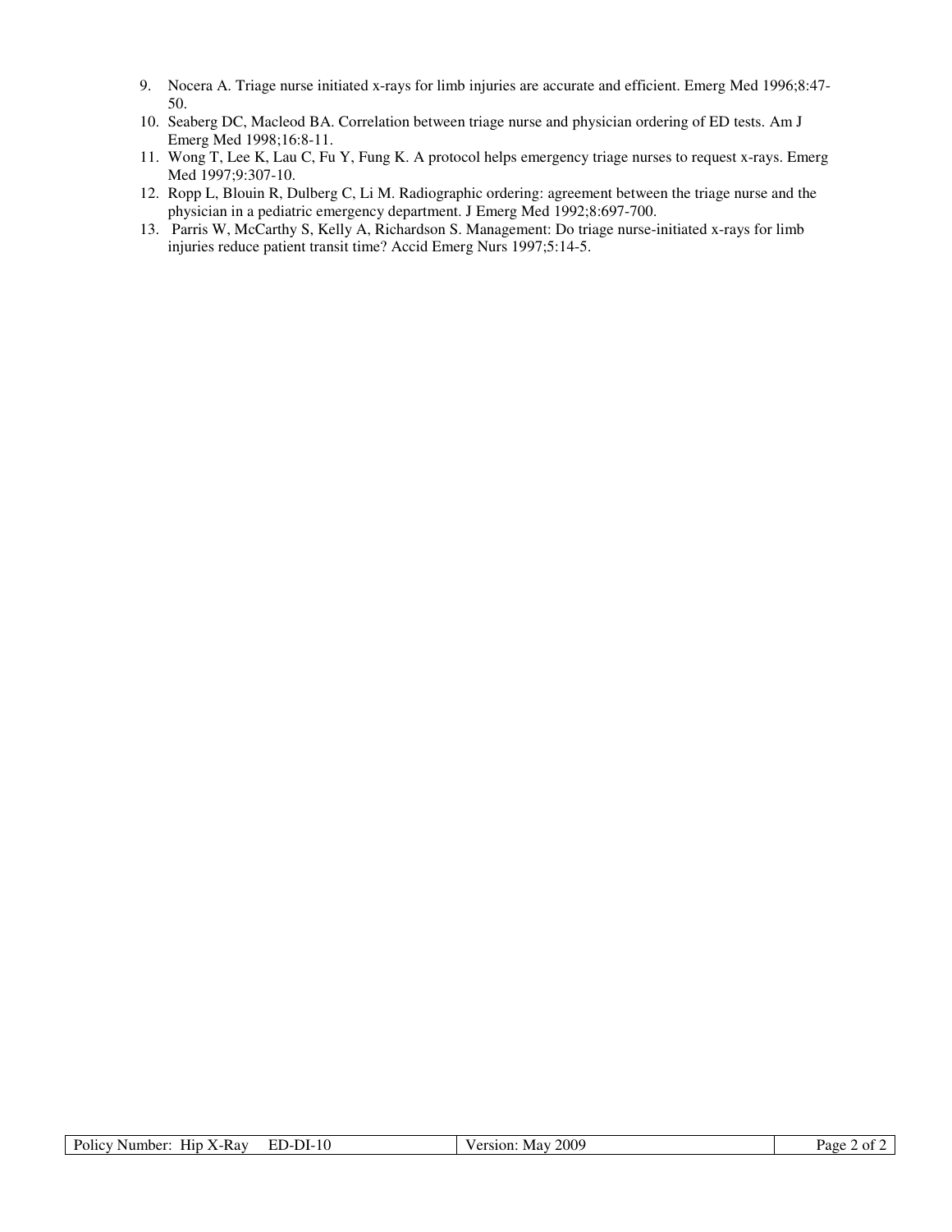9. Nocera A. Triage nurse initiated x-rays for limb injuries are accurate and efficient. Emerg Med 1996;8:47-50.
10. Seaberg DC, Macleod BA. Correlation between triage nurse and physician ordering of ED tests. Am J Emerg Med 1998;16:8-11.
11. Wong T, Lee K, Lau C, Fu Y, Fung K. A protocol helps emergency triage nurses to request x-rays. Emerg Med 1997;9:307-10.
12. Ropp L, Blouin R, Dulberg C, Li M. Radiographic ordering: agreement between the triage nurse and the physician in a pediatric emergency department. J Emerg Med 1992;8:697-700.
13. Parris W, McCarthy S, Kelly A, Richardson S. Management: Do triage nurse-initiated x-rays for limb injuries reduce patient transit time? Accid Emerg Nurs 1997;5:14-5.